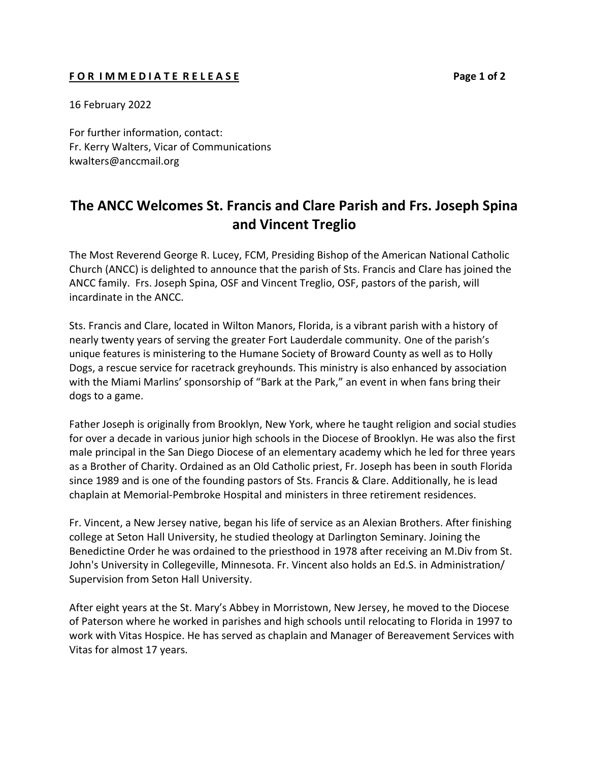**F O R I M M E D I A T E R E L E A S E**

16 February 2022

For further information, contact:
Fr. Kerry Walters, Vicar of Communications
kwalters@anccmail.org

# The ANCC Welcomes St. Francis and Clare Parish and Frs. Joseph Spina and Vincent Treglio

The Most Reverend George R. Lucey, FCM, Presiding Bishop of the American National Catholic Church (ANCC) is delighted to announce that the parish of Sts. Francis and Clare has joined the ANCC family. Frs. Joseph Spina, OSF and Vincent Treglio, OSF, pastors of the parish, will incardinate in the ANCC.

Sts. Francis and Clare, located in Wilton Manors, Florida, is a vibrant parish with a history of nearly twenty years of serving the greater Fort Lauderdale community. One of the parish's unique features is ministering to the Humane Society of Broward County as well as to Holly Dogs, a rescue service for racetrack greyhounds. This ministry is also enhanced by association with the Miami Marlins' sponsorship of "Bark at the Park," an event in when fans bring their dogs to a game.

Father Joseph is originally from Brooklyn, New York, where he taught religion and social studies for over a decade in various junior high schools in the Diocese of Brooklyn. He was also the first male principal in the San Diego Diocese of an elementary academy which he led for three years as a Brother of Charity. Ordained as an Old Catholic priest, Fr. Joseph has been in south Florida since 1989 and is one of the founding pastors of Sts. Francis & Clare. Additionally, he is lead chaplain at Memorial-Pembroke Hospital and ministers in three retirement residences.

Fr. Vincent, a New Jersey native, began his life of service as an Alexian Brothers. After finishing college at Seton Hall University, he studied theology at Darlington Seminary. Joining the Benedictine Order he was ordained to the priesthood in 1978 after receiving an M.Div from St. John's University in Collegeville, Minnesota. Fr. Vincent also holds an Ed.S. in Administration/ Supervision from Seton Hall University.

After eight years at the St. Mary's Abbey in Morristown, New Jersey, he moved to the Diocese of Paterson where he worked in parishes and high schools until relocating to Florida in 1997 to work with Vitas Hospice. He has served as chaplain and Manager of Bereavement Services with Vitas for almost 17 years.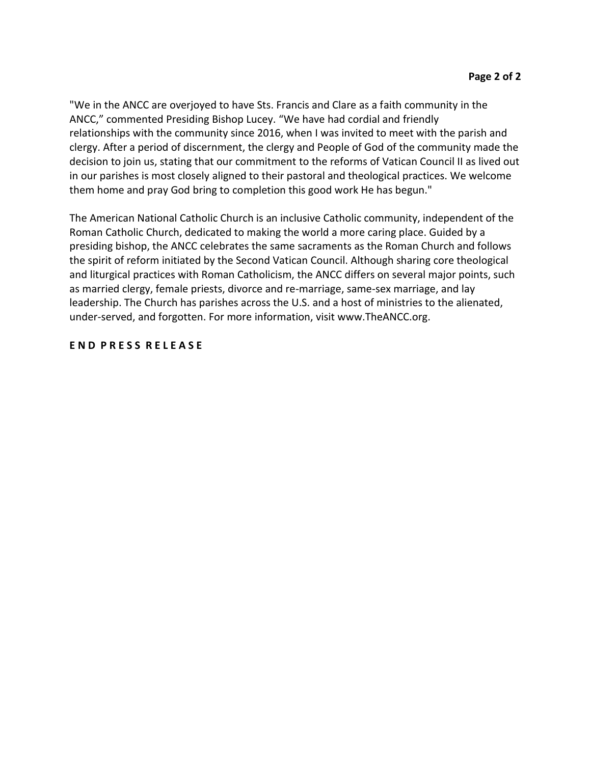"We in the ANCC are overjoyed to have Sts. Francis and Clare as a faith community in the ANCC," commented Presiding Bishop Lucey. "We have had cordial and friendly relationships with the community since 2016, when I was invited to meet with the parish and clergy. After a period of discernment, the clergy and People of God of the community made the decision to join us, stating that our commitment to the reforms of Vatican Council II as lived out in our parishes is most closely aligned to their pastoral and theological practices. We welcome them home and pray God bring to completion this good work He has begun."

The American National Catholic Church is an inclusive Catholic community, independent of the Roman Catholic Church, dedicated to making the world a more caring place. Guided by a presiding bishop, the ANCC celebrates the same sacraments as the Roman Church and follows the spirit of reform initiated by the Second Vatican Council. Although sharing core theological and liturgical practices with Roman Catholicism, the ANCC differs on several major points, such as married clergy, female priests, divorce and re-marriage, same-sex marriage, and lay leadership. The Church has parishes across the U.S. and a host of ministries to the alienated, under-served, and forgotten. For more information, visit www.TheANCC.org.

**E N D P R E S S R E L E A S E**